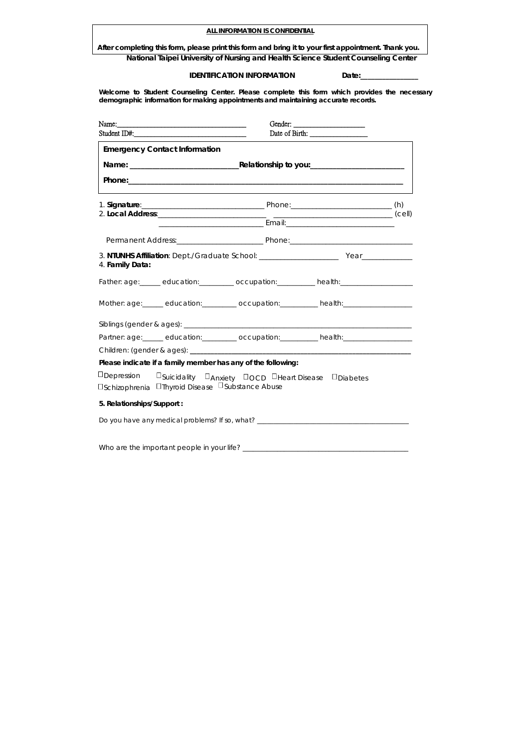**ALL INFORMATION IS CONFIDENTIAL**

**After completing this form, please print this form and bring it to your first appointment. Thank you.**

**National Taipei University of Nursing and Health Science Student Counseling Center**

**IDENTIFICATION INFORMATION** **Date:_______________**

**Welcome to Student Counseling Center. Please complete this form which provides the necessary demographic information for making appointments and maintaining accurate records.**

Name:___________________________________ Gender: ____________________
Student ID#:______________________________ Date of Birth: ________________

**Emergency Contact Information**

**Name: ___________________________Relationship to you:________________________**

**Phone:_____________________________________________________________________**

1. **Signature**:______________________________ Phone:__________________________ (h)
2. **Local Address**:___________________________ ______________________________ (cell)
_________________________ Email:_____________________________

Permanent Address:______________________ Phone:_______________________________

3. **NTUNHS Affiliation**: Dept./Graduate School: _____________________ Year_____________
4. **Family Data:**

Father: age:______ education:_________ occupation:__________ health:___________________

Mother: age:______ education:_________ occupation:__________ health:__________________

Siblings (gender & ages): ______________________________________________________________

Partner: age:______ education:_________ occupation:__________ health:__________________

Children: (gender & ages): _____________________________________________________________

***Please indicate if a family member has any of the following:***

☐Depression ☐Suicidality ☐Anxiety ☐OCD ☐Heart Disease ☐Diabetes
☐Schizophrenia ☐Thyroid Disease ☐Substance Abuse

***5. Relationships/Support :***

Do you have any medical problems? If so, what? _________________________________________

Who are the important people in your life? ____________________________________________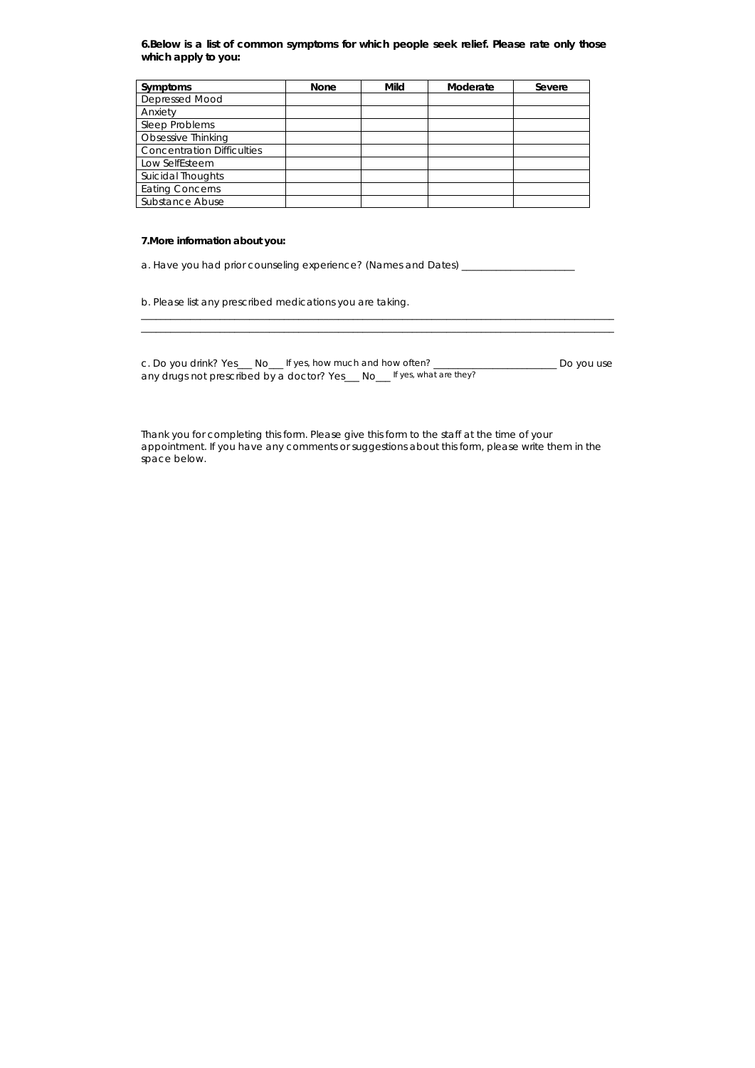**6.Below is a list of common symptoms for which people seek relief. Please rate only those which apply to you:**

| Symptoms | None | Mild | Moderate | Severe |
|---|---|---|---|---|
| Depressed Mood | | | | |
| Anxiety | | | | |
| Sleep Problems | | | | |
| Obsessive Thinking | | | | |
| Concentration Difficulties | | | | |
| Low SelfEsteem | | | | |
| Suicidal Thoughts | | | | |
| Eating Concerns | | | | |
| Substance Abuse | | | | |

**7.More information about you:**

a. Have you had prior counseling experience? (Names and Dates) ______________________

b. Please list any prescribed medications you are taking.

______________________________________________________________________________________

______________________________________________________________________________________

c. Do you drink? Yes___ No___ If yes, how much and how often? ________________________ Do you use any drugs not prescribed by a doctor? Yes___ No___ If yes, what are they?

Thank you for completing this form. Please give this form to the staff at the time of your appointment. If you have any comments or suggestions about this form, please write them in the space below.